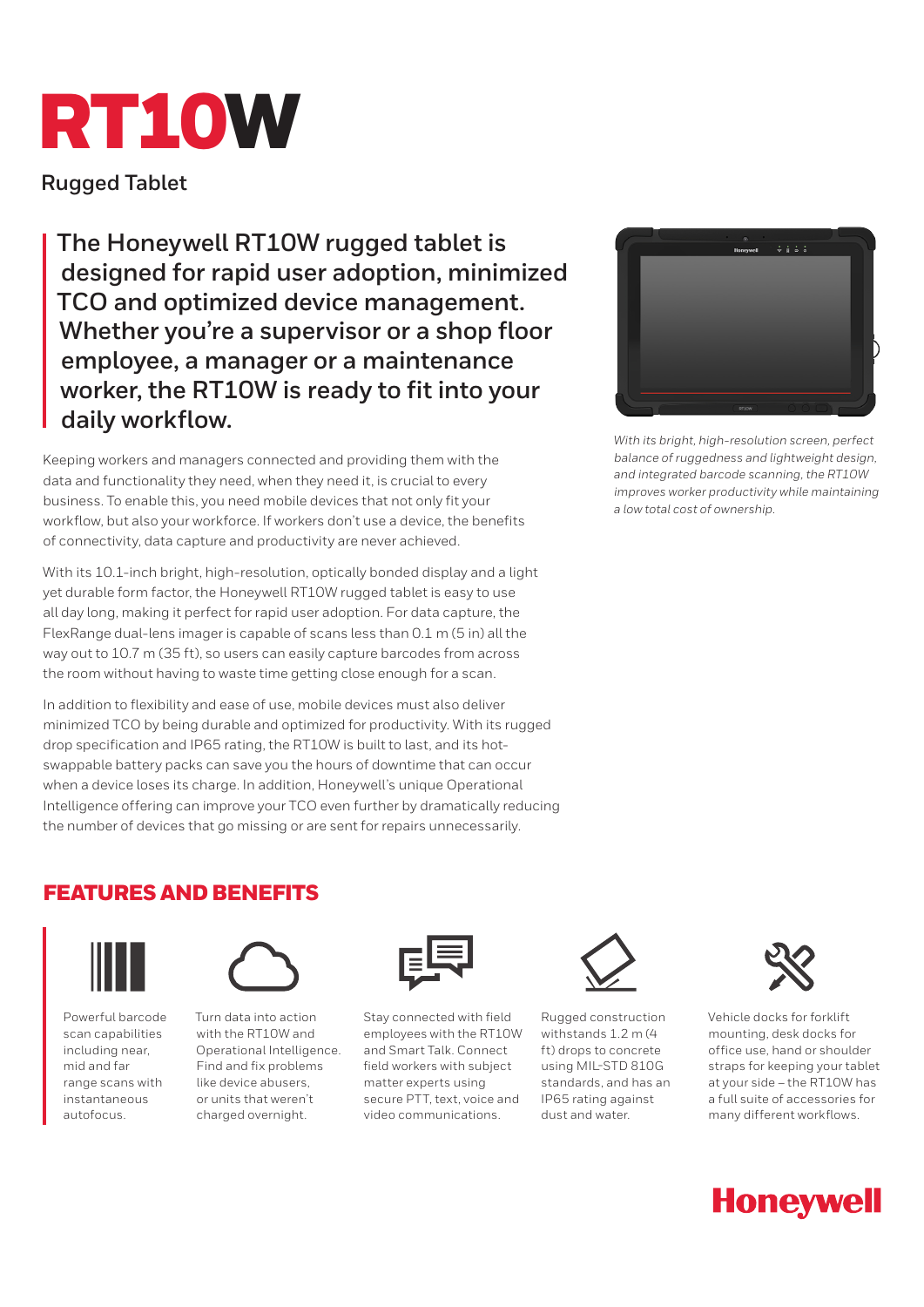# RT10W

Rugged Tablet

**The Honeywell RT10W rugged tablet is designed for rapid user adoption, minimized TCO and optimized device management. Whether you're a supervisor or a shop floor employee, a manager or a maintenance worker, the RT10W is ready to fit into your daily workflow.**

Keeping workers and managers connected and providing them with the data and functionality they need, when they need it, is crucial to every business. To enable this, you need mobile devices that not only fit your workflow, but also your workforce. If workers don't use a device, the benefits of connectivity, data capture and productivity are never achieved.

With its 10.1-inch bright, high-resolution, optically bonded display and a light yet durable form factor, the Honeywell RT10W rugged tablet is easy to use all day long, making it perfect for rapid user adoption. For data capture, the FlexRange dual-lens imager is capable of scans less than 0.1 m (5 in) all the way out to 10.7 m (35 ft), so users can easily capture barcodes from across the room without having to waste time getting close enough for a scan.

In addition to flexibility and ease of use, mobile devices must also deliver minimized TCO by being durable and optimized for productivity. With its rugged drop specification and IP65 rating, the RT10W is built to last, and its hot-swappable battery packs can save you the hours of downtime that can occur when a device loses its charge. In addition, Honeywell's unique Operational Intelligence offering can improve your TCO even further by dramatically reducing the number of devices that go missing or are sent for repairs unnecessarily.

*With its bright, high-resolution screen, perfect balance of ruggedness and lightweight design, and integrated barcode scanning, the RT10W improves worker productivity while maintaining a low total cost of ownership.*

## FEATURES AND BENEFITS

Powerful barcode scan capabilities including near, mid and far range scans with instantaneous autofocus.

Turn data into action with the RT10W and Operational Intelligence. Find and fix problems like device abusers, or units that weren't charged overnight.

Stay connected with field employees with the RT10W and Smart Talk. Connect field workers with subject matter experts using secure PTT, text, voice and video communications.

Rugged construction withstands 1.2 m (4 ft) drops to concrete using MIL-STD 810G standards, and has an IP65 rating against dust and water.

Vehicle docks for forklift mounting, desk docks for office use, hand or shoulder straps for keeping your tablet at your side – the RT10W has a full suite of accessories for many different workflows.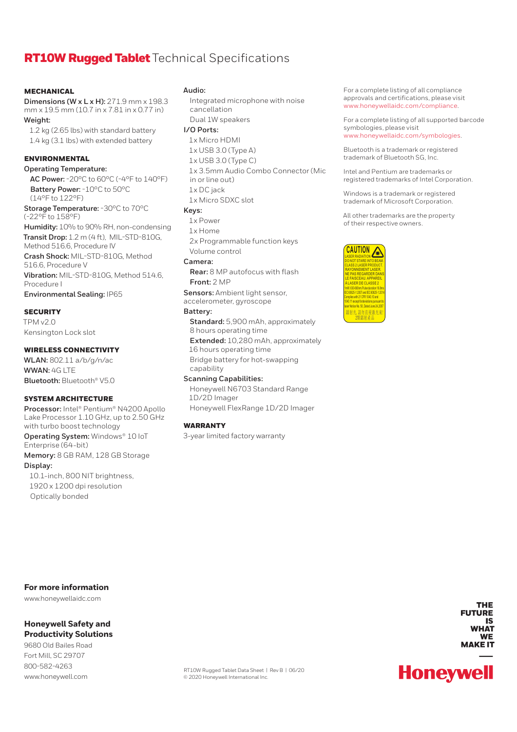# RT10W Rugged Tablet Technical Specifications

## MECHANICAL

**Dimensions (W x L x H):** 271.9 mm x 198.3 mm x 19.5 mm (10.7 in x 7.81 in x 0.77 in)

**Weight:**
- 1.2 kg (2.65 lbs) with standard battery
- 1.4 kg (3.1 lbs) with extended battery

## ENVIRONMENTAL

**Operating Temperature:**
- **AC Power:** -20°C to 60°C (-4°F to 140°F)
- **Battery Power:** -10°C to 50°C (14°F to 122°F)

**Storage Temperature:** -30°C to 70°C (-22°F to 158°F)

**Humidity:** 10% to 90% RH, non-condensing

**Transit Drop:** 1.2 m (4 ft), MIL-STD-810G, Method 516.6, Procedure IV

**Crash Shock:** MIL-STD-810G, Method 516.6, Procedure V

**Vibration:** MIL-STD-810G, Method 514.6, Procedure I

**Environmental Sealing:** IP65

## SECURITY

TPM v2.0

Kensington Lock slot

## WIRELESS CONNECTIVITY

**WLAN:** 802.11 a/b/g/n/ac

**WWAN:** 4G LTE

**Bluetooth:** Bluetooth® V5.0

## SYSTEM ARCHITECTURE

**Processor:** Intel® Pentium® N4200 Apollo Lake Processor 1.10 GHz, up to 2.50 GHz with turbo boost technology

**Operating System:** Windows® 10 IoT Enterprise (64-bit)

**Memory:** 8 GB RAM, 128 GB Storage

**Display:**
- 10.1-inch, 800 NIT brightness,
- 1920 x 1200 dpi resolution
- Optically bonded

**Audio:**
- Integrated microphone with noise cancellation
- Dual 1W speakers

**I/O Ports:**
- 1x Micro HDMI
- 1x USB 3.0 (Type A)
- 1x USB 3.0 (Type C)
- 1x 3.5mm Audio Combo Connector (Mic in or line out)
- 1x DC jack
- 1x Micro SDXC slot

**Keys:**
- 1x Power
- 1x Home
- 2x Programmable function keys
- Volume control

**Camera:**
- **Rear:** 8 MP autofocus with flash
- **Front:** 2 MP

**Sensors:** Ambient light sensor, accelerometer, gyroscope

**Battery:**
- **Standard:** 5,900 mAh, approximately 8 hours operating time
- **Extended:** 10,280 mAh, approximately 16 hours operating time
- Bridge battery for hot-swapping capability

**Scanning Capabilities:**
- Honeywell N6703 Standard Range 1D/2D Imager
- Honeywell FlexRange 1D/2D Imager

## WARRANTY

3-year limited factory warranty

For a complete listing of all compliance approvals and certifications, please visit www.honeywellaidc.com/compliance.

For a complete listing of all supported barcode symbologies, please visit www.honeywellaidc.com/symbologies.

Bluetooth is a trademark or registered trademark of Bluetooth SG, Inc.

Intel and Pentium are trademarks or registered trademarks of Intel Corporation.

Windows is a trademark or registered trademark of Microsoft Corporation.

All other trademarks are the property of their respective owners.

CAUTION
LASER RADIATION
DO NOT STARE INTO BEAM.
CLASS 2 LASER PRODUCT.
RAYONNEMENT LASER.
NE PAS REGARDER DANS LE FAISCEAU. APPAREIL À LASER DE CLASSE 2
1mW, 630-680nm, Pulse duration 16.8ms
IEC 60825-1:2007 and IEC 60825-1:2014
Complies with 21 CFR 1040.10 and 1040.11 except for deviations pursuant to laser Notice No. 50, Dated June 24, 2007
鐳射光 請勿直視雷射光束!
2類鐳射產品

**For more information**

www.honeywellaidc.com

**Honeywell Safety and Productivity Solutions**

9680 Old Bailes Road
Fort Mill, SC 29707
800-582-4263
www.honeywell.com

RT10W Rugged Tablet Data Sheet | Rev B | 06/20
© 2020 Honeywell International Inc.

THE FUTURE IS WHAT WE MAKE IT

Honeywell